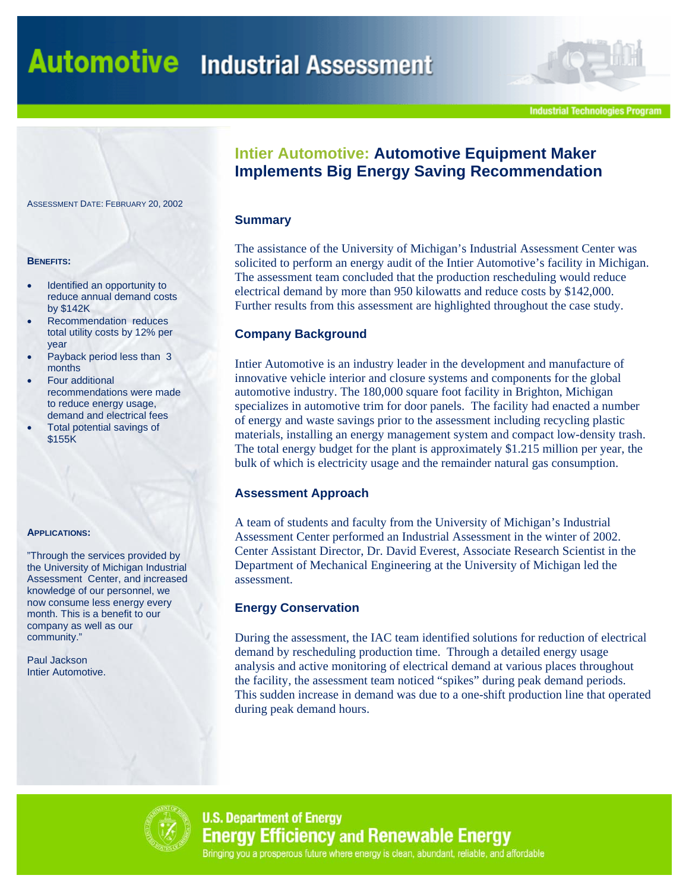# Automotive Industrial Assessment

Industrial Technologies Program

## Intier Automotive: Automotive Equipment Maker Implements Big Energy Saving Recommendation

ASSESSMENT DATE: FEBRUARY 20, 2002

**BENEFITS:**

- Identified an opportunity to reduce annual demand costs by $142K
- Recommendation reduces total utility costs by 12% per year
- Payback period less than 3 months
- Four additional recommendations were made to reduce energy usage, demand and electrical fees
- Total potential savings of $155K

**APPLICATIONS:**

"Through the services provided by the University of Michigan Industrial Assessment Center, and increased knowledge of our personnel, we now consume less energy every month. This is a benefit to our company as well as our community."

Paul Jackson
Intier Automotive.

### Summary

The assistance of the University of Michigan's Industrial Assessment Center was solicited to perform an energy audit of the Intier Automotive's facility in Michigan. The assessment team concluded that the production rescheduling would reduce electrical demand by more than 950 kilowatts and reduce costs by $142,000. Further results from this assessment are highlighted throughout the case study.

### Company Background

Intier Automotive is an industry leader in the development and manufacture of innovative vehicle interior and closure systems and components for the global automotive industry. The 180,000 square foot facility in Brighton, Michigan specializes in automotive trim for door panels. The facility had enacted a number of energy and waste savings prior to the assessment including recycling plastic materials, installing an energy management system and compact low-density trash. The total energy budget for the plant is approximately $1.215 million per year, the bulk of which is electricity usage and the remainder natural gas consumption.

### Assessment Approach

A team of students and faculty from the University of Michigan's Industrial Assessment Center performed an Industrial Assessment in the winter of 2002. Center Assistant Director, Dr. David Everest, Associate Research Scientist in the Department of Mechanical Engineering at the University of Michigan led the assessment.

### Energy Conservation

During the assessment, the IAC team identified solutions for reduction of electrical demand by rescheduling production time. Through a detailed energy usage analysis and active monitoring of electrical demand at various places throughout the facility, the assessment team noticed "spikes" during peak demand periods. This sudden increase in demand was due to a one-shift production line that operated during peak demand hours.

**U.S. Department of Energy**
**Energy Efficiency and Renewable Energy**
Bringing you a prosperous future where energy is clean, abundant, reliable, and affordable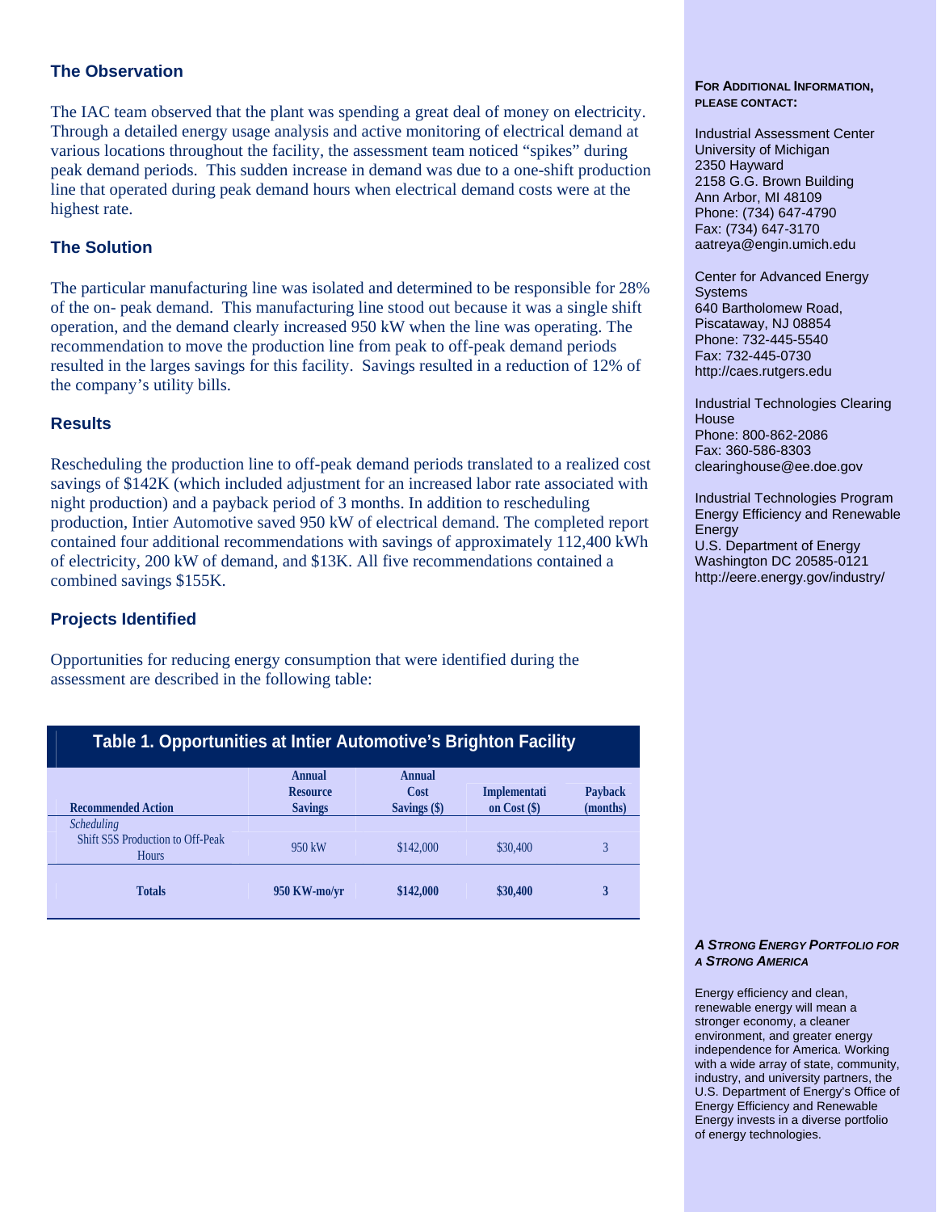## The Observation

The IAC team observed that the plant was spending a great deal of money on electricity. Through a detailed energy usage analysis and active monitoring of electrical demand at various locations throughout the facility, the assessment team noticed "spikes" during peak demand periods. This sudden increase in demand was due to a one-shift production line that operated during peak demand hours when electrical demand costs were at the highest rate.

## The Solution

The particular manufacturing line was isolated and determined to be responsible for 28% of the on- peak demand. This manufacturing line stood out because it was a single shift operation, and the demand clearly increased 950 kW when the line was operating. The recommendation to move the production line from peak to off-peak demand periods resulted in the larges savings for this facility. Savings resulted in a reduction of 12% of the company's utility bills.

## Results

Rescheduling the production line to off-peak demand periods translated to a realized cost savings of $142K (which included adjustment for an increased labor rate associated with night production) and a payback period of 3 months. In addition to rescheduling production, Intier Automotive saved 950 kW of electrical demand. The completed report contained four additional recommendations with savings of approximately 112,400 kWh of electricity, 200 kW of demand, and $13K. All five recommendations contained a combined savings $155K.

## Projects Identified

Opportunities for reducing energy consumption that were identified during the assessment are described in the following table:

**Table 1. Opportunities at Intier Automotive's Brighton Facility**

| Recommended Action | Annual Resource Savings | Annual Cost Savings ($) | Implementation Cost ($) | Payback (months) |
|---|---|---|---|---|
| *Scheduling* | | | | |
| Shift S5S Production to Off-Peak Hours | 950 kW | $142,000 | $30,400 | 3 |
| **Totals** | **950 KW-mo/yr** | **$142,000** | **$30,400** | **3** |

**For Additional Information, please contact:**

Industrial Assessment Center
University of Michigan
2350 Hayward
2158 G.G. Brown Building
Ann Arbor, MI 48109
Phone: (734) 647-4790
Fax: (734) 647-3170
aatreya@engin.umich.edu

Center for Advanced Energy Systems
640 Bartholomew Road,
Piscataway, NJ 08854
Phone: 732-445-5540
Fax: 732-445-0730
http://caes.rutgers.edu

Industrial Technologies Clearing House
Phone: 800-862-2086
Fax: 360-586-8303
clearinghouse@ee.doe.gov

Industrial Technologies Program
Energy Efficiency and Renewable Energy
U.S. Department of Energy
Washington DC 20585-0121
http://eere.energy.gov/industry/

***A Strong Energy Portfolio for a Strong America***

Energy efficiency and clean, renewable energy will mean a stronger economy, a cleaner environment, and greater energy independence for America. Working with a wide array of state, community, industry, and university partners, the U.S. Department of Energy's Office of Energy Efficiency and Renewable Energy invests in a diverse portfolio of energy technologies.